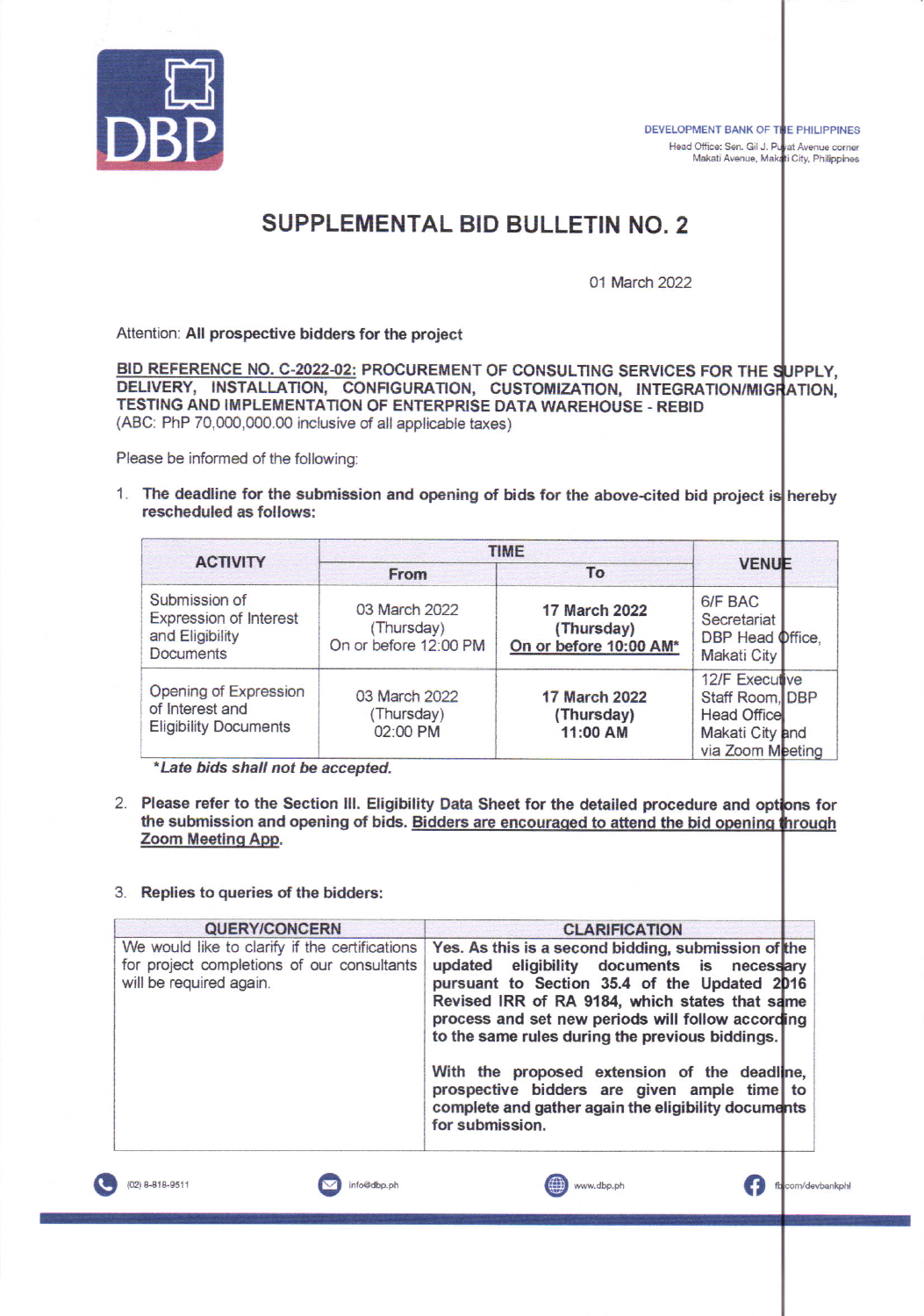DEVELOPMENT BANK OF THE PHILIPPINES
Head Office: Sen. Gil J. Puyat Avenue corner Makati Avenue, Makati City, Philippines

# SUPPLEMENTAL BID BULLETIN NO. 2

01 March 2022

Attention: **All prospective bidders for the project**

**<u>BID REFERENCE NO. C-2022-02</u>: PROCUREMENT OF CONSULTING SERVICES FOR THE SUPPLY, DELIVERY, INSTALLATION, CONFIGURATION, CUSTOMIZATION, INTEGRATION/MIGRATION, TESTING AND IMPLEMENTATION OF ENTERPRISE DATA WAREHOUSE - REBID**
(ABC: PhP 70,000,000.00 inclusive of all applicable taxes)

Please be informed of the following:

1. **The deadline for the submission and opening of bids for the above-cited bid project is hereby rescheduled as follows:**

| ACTIVITY | TIME | | VENUE |
|---|---|---|---|
| | From | To | |
| Submission of Expression of Interest and Eligibility Documents | 03 March 2022 (Thursday) On or before 12:00 PM | **17 March 2022 (Thursday) <u>On or before 10:00 AM*</u>** | 6/F BAC Secretariat DBP Head Office, Makati City |
| Opening of Expression of Interest and Eligibility Documents | 03 March 2022 (Thursday) 02:00 PM | **17 March 2022 (Thursday) 11:00 AM** | 12/F Executive Staff Room, DBP Head Office Makati City and via Zoom Meeting |

***Late bids shall not be accepted.***

2. **Please refer to the Section III. Eligibility Data Sheet for the detailed procedure and options for the submission and opening of bids. <u>Bidders are encouraged to attend the bid opening through Zoom Meeting App</u>.**

3. **Replies to queries of the bidders:**

| QUERY/CONCERN | CLARIFICATION |
|---|---|
| We would like to clarify if the certifications for project completions of our consultants will be required again. | **Yes. As this is a second bidding, submission of the updated eligibility documents is necessary pursuant to Section 35.4 of the Updated 2016 Revised IRR of RA 9184, which states that same process and set new periods will follow according to the same rules during the previous biddings.**<br><br>**With the proposed extension of the deadline, prospective bidders are given ample time to complete and gather again the eligibility documents for submission.** |

(02) 8-818-9511 | info@dbp.ph | www.dbp.ph | fb.com/devbankphl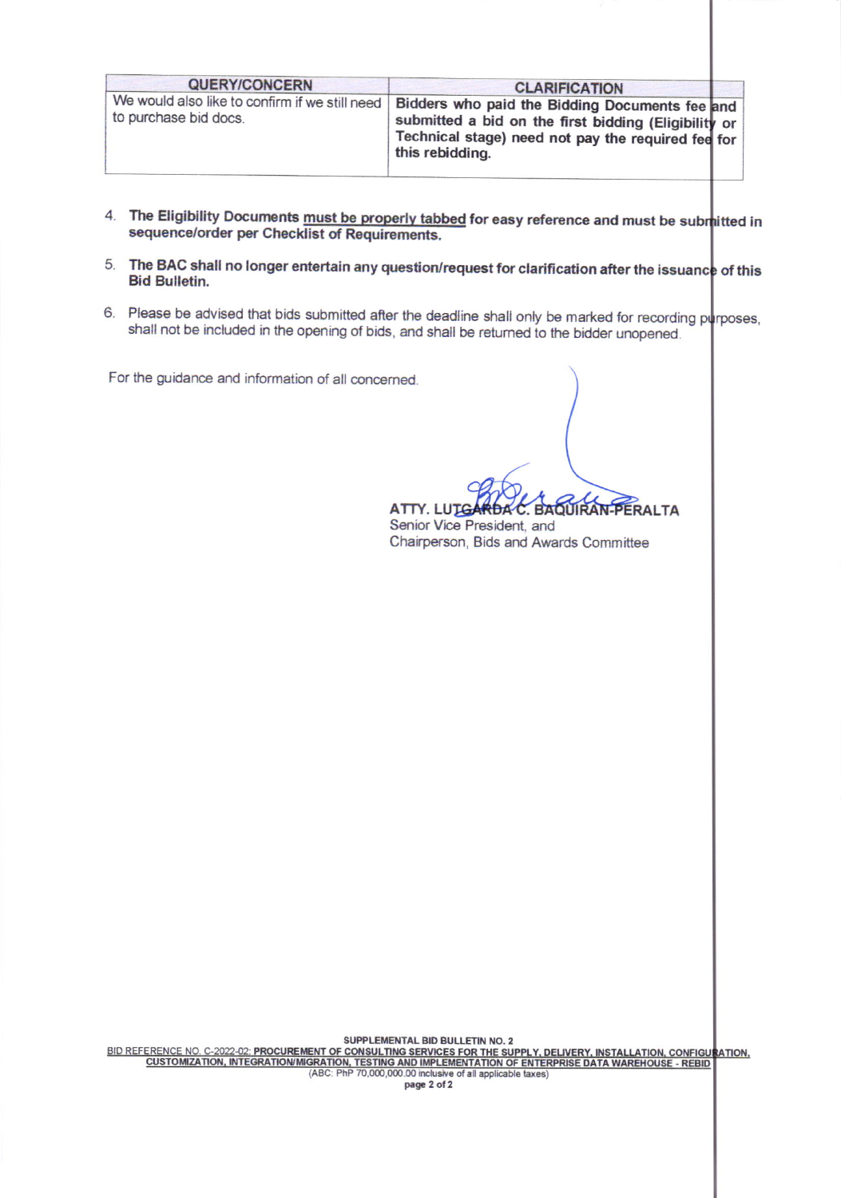| QUERY/CONCERN | CLARIFICATION |
|---|---|
| We would also like to confirm if we still need to purchase bid docs. | **Bidders who paid the Bidding Documents fee and submitted a bid on the first bidding (Eligibility or Technical stage) need not pay the required fee for this rebidding.** |

4. **The Eligibility Documents <u>must be properly tabbed</u> for easy reference and must be submitted in sequence/order per Checklist of Requirements.**

5. **The BAC shall no longer entertain any question/request for clarification after the issuance of this Bid Bulletin.**

6. Please be advised that bids submitted after the deadline shall only be marked for recording purposes, shall not be included in the opening of bids, and shall be returned to the bidder unopened.

For the guidance and information of all concerned.

**ATTY. LUTGARDA C. BAQUIRAN-PERALTA**
Senior Vice President, and
Chairperson, Bids and Awards Committee

**SUPPLEMENTAL BID BULLETIN NO. 2**
BID REFERENCE NO. C-2022-02: **PROCUREMENT OF CONSULTING SERVICES FOR THE SUPPLY, DELIVERY, INSTALLATION, CONFIGURATION, CUSTOMIZATION, INTEGRATION/MIGRATION, TESTING AND IMPLEMENTATION OF ENTERPRISE DATA WAREHOUSE - REBID**
(ABC: PhP 70,000,000.00 inclusive of all applicable taxes)